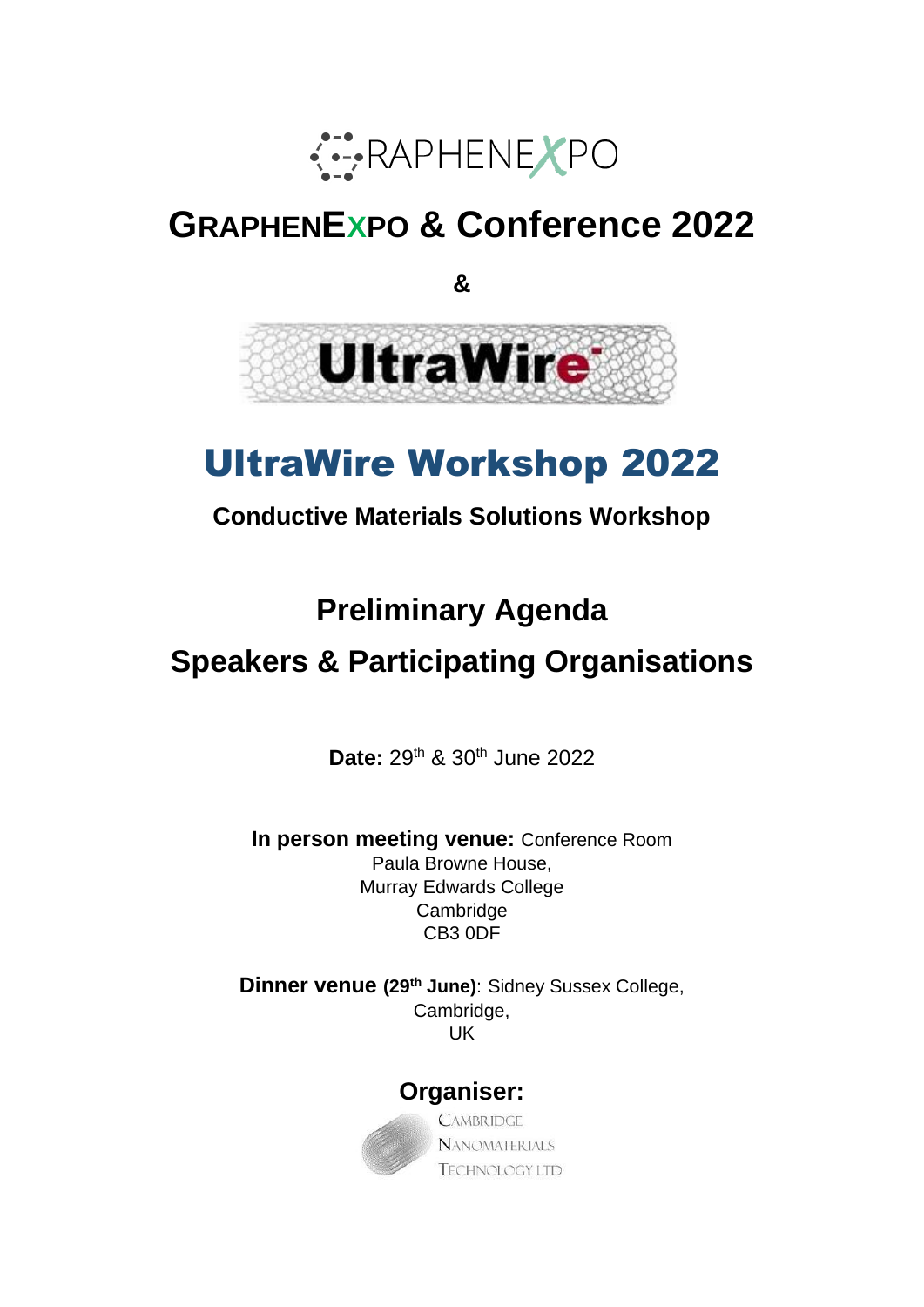GRAPHENEXPO

# GRAPHENEXPO & Conference 2022

**&**

UltraWire

# UltraWire Workshop 2022

**Conductive Materials Solutions Workshop**

## Preliminary Agenda

## Speakers & Participating Organisations

**Date:** 29th & 30th June 2022

**In person meeting venue:** Conference Room
Paula Browne House,
Murray Edwards College
Cambridge
CB3 0DF

**Dinner venue (29th June)**: Sidney Sussex College,
Cambridge,
UK

**Organiser:**

CAMBRIDGE
NANOMATERIALS
TECHNOLOGY LTD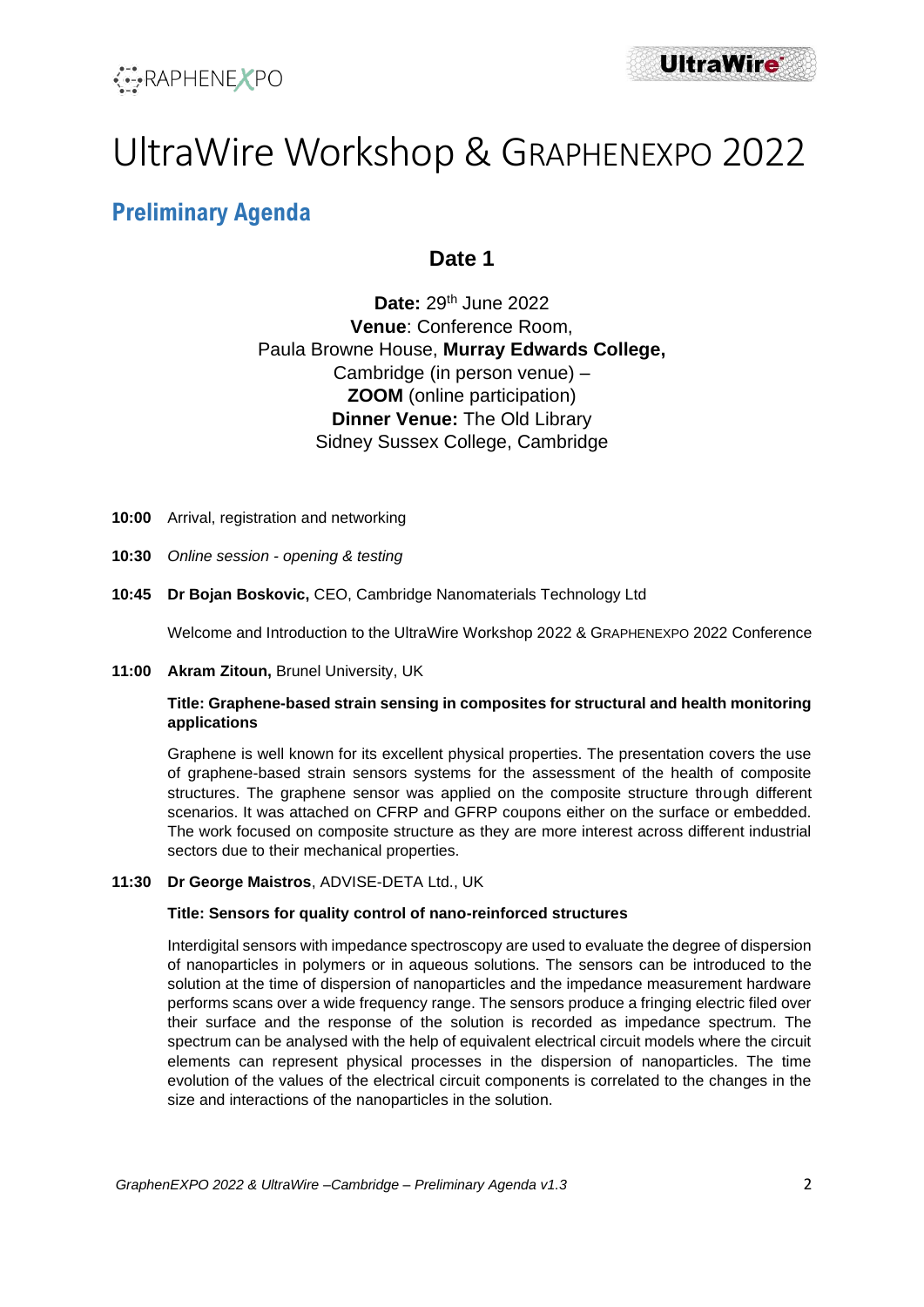# UltraWire Workshop & GRAPHENEXPO 2022

## Preliminary Agenda

### Date 1

**Date:** 29th June 2022
**Venue**: Conference Room,
Paula Browne House, **Murray Edwards College,**
Cambridge (in person venue) –
**ZOOM** (online participation)
**Dinner Venue:** The Old Library
Sidney Sussex College, Cambridge

**10:00** Arrival, registration and networking

**10:30** *Online session - opening & testing*

**10:45** **Dr Bojan Boskovic,** CEO, Cambridge Nanomaterials Technology Ltd

Welcome and Introduction to the UltraWire Workshop 2022 & GRAPHENEXPO 2022 Conference

**11:00** **Akram Zitoun,** Brunel University, UK

**Title: Graphene-based strain sensing in composites for structural and health monitoring applications**

Graphene is well known for its excellent physical properties. The presentation covers the use of graphene-based strain sensors systems for the assessment of the health of composite structures. The graphene sensor was applied on the composite structure through different scenarios. It was attached on CFRP and GFRP coupons either on the surface or embedded. The work focused on composite structure as they are more interest across different industrial sectors due to their mechanical properties.

**11:30** **Dr George Maistros**, ADVISE-DETA Ltd., UK

**Title: Sensors for quality control of nano-reinforced structures**

Interdigital sensors with impedance spectroscopy are used to evaluate the degree of dispersion of nanoparticles in polymers or in aqueous solutions. The sensors can be introduced to the solution at the time of dispersion of nanoparticles and the impedance measurement hardware performs scans over a wide frequency range. The sensors produce a fringing electric filed over their surface and the response of the solution is recorded as impedance spectrum. The spectrum can be analysed with the help of equivalent electrical circuit models where the circuit elements can represent physical processes in the dispersion of nanoparticles. The time evolution of the values of the electrical circuit components is correlated to the changes in the size and interactions of the nanoparticles in the solution.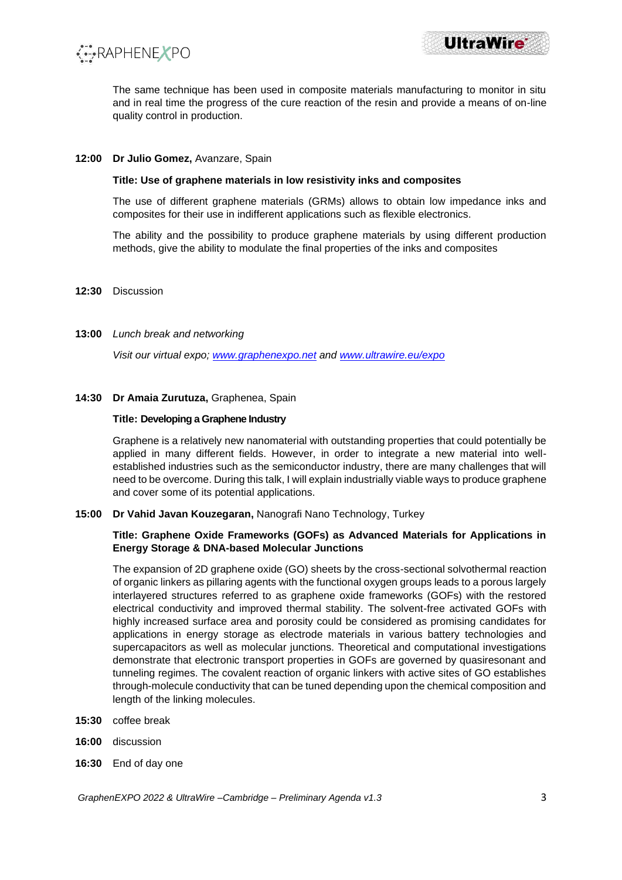The same technique has been used in composite materials manufacturing to monitor in situ and in real time the progress of the cure reaction of the resin and provide a means of on-line quality control in production.

**12:00** **Dr Julio Gomez,** Avanzare, Spain

**Title: Use of graphene materials in low resistivity inks and composites**

The use of different graphene materials (GRMs) allows to obtain low impedance inks and composites for their use in indifferent applications such as flexible electronics.

The ability and the possibility to produce graphene materials by using different production methods, give the ability to modulate the final properties of the inks and composites

**12:30** Discussion

**13:00** *Lunch break and networking*

*Visit our virtual expo; [www.graphenexpo.net](www.graphenexpo.net) and [www.ultrawire.eu/expo](www.ultrawire.eu/expo)*

**14:30** **Dr Amaia Zurutuza,** Graphenea, Spain

**Title: Developing a Graphene Industry**

Graphene is a relatively new nanomaterial with outstanding properties that could potentially be applied in many different fields. However, in order to integrate a new material into well-established industries such as the semiconductor industry, there are many challenges that will need to be overcome. During this talk, I will explain industrially viable ways to produce graphene and cover some of its potential applications.

**15:00** **Dr Vahid Javan Kouzegaran,** Nanografi Nano Technology, Turkey

**Title: Graphene Oxide Frameworks (GOFs) as Advanced Materials for Applications in Energy Storage & DNA-based Molecular Junctions**

The expansion of 2D graphene oxide (GO) sheets by the cross-sectional solvothermal reaction of organic linkers as pillaring agents with the functional oxygen groups leads to a porous largely interlayered structures referred to as graphene oxide frameworks (GOFs) with the restored electrical conductivity and improved thermal stability. The solvent-free activated GOFs with highly increased surface area and porosity could be considered as promising candidates for applications in energy storage as electrode materials in various battery technologies and supercapacitors as well as molecular junctions. Theoretical and computational investigations demonstrate that electronic transport properties in GOFs are governed by quasiresonant and tunneling regimes. The covalent reaction of organic linkers with active sites of GO establishes through-molecule conductivity that can be tuned depending upon the chemical composition and length of the linking molecules.

**15:30** coffee break

**16:00** discussion

**16:30** End of day one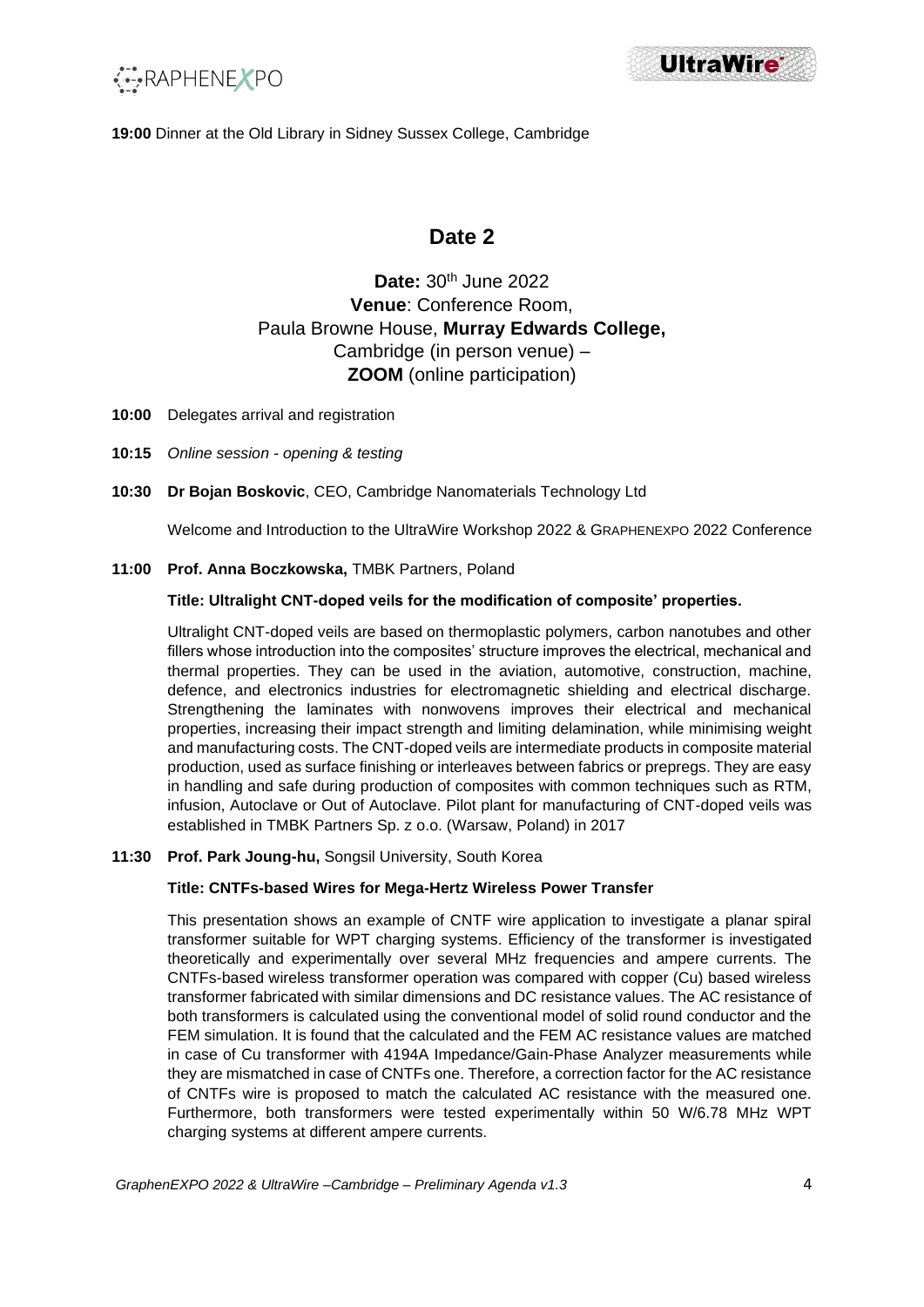**19:00** Dinner at the Old Library in Sidney Sussex College, Cambridge

## Date 2

**Date:** 30th June 2022
**Venue**: Conference Room,
Paula Browne House, **Murray Edwards College,**
Cambridge (in person venue) –
**ZOOM** (online participation)

**10:00** Delegates arrival and registration

**10:15** *Online session - opening & testing*

**10:30** **Dr Bojan Boskovic**, CEO, Cambridge Nanomaterials Technology Ltd

Welcome and Introduction to the UltraWire Workshop 2022 & GRAPHENEXPO 2022 Conference

**11:00** **Prof. Anna Boczkowska,** TMBK Partners, Poland

**Title: Ultralight CNT-doped veils for the modification of composite' properties.**

Ultralight CNT-doped veils are based on thermoplastic polymers, carbon nanotubes and other fillers whose introduction into the composites' structure improves the electrical, mechanical and thermal properties. They can be used in the aviation, automotive, construction, machine, defence, and electronics industries for electromagnetic shielding and electrical discharge. Strengthening the laminates with nonwovens improves their electrical and mechanical properties, increasing their impact strength and limiting delamination, while minimising weight and manufacturing costs. The CNT-doped veils are intermediate products in composite material production, used as surface finishing or interleaves between fabrics or prepregs. They are easy in handling and safe during production of composites with common techniques such as RTM, infusion, Autoclave or Out of Autoclave. Pilot plant for manufacturing of CNT-doped veils was established in TMBK Partners Sp. z o.o. (Warsaw, Poland) in 2017

**11:30** **Prof. Park Joung-hu,** Songsil University, South Korea

**Title: CNTFs-based Wires for Mega-Hertz Wireless Power Transfer**

This presentation shows an example of CNTF wire application to investigate a planar spiral transformer suitable for WPT charging systems. Efficiency of the transformer is investigated theoretically and experimentally over several MHz frequencies and ampere currents. The CNTFs-based wireless transformer operation was compared with copper (Cu) based wireless transformer fabricated with similar dimensions and DC resistance values. The AC resistance of both transformers is calculated using the conventional model of solid round conductor and the FEM simulation. It is found that the calculated and the FEM AC resistance values are matched in case of Cu transformer with 4194A Impedance/Gain-Phase Analyzer measurements while they are mismatched in case of CNTFs one. Therefore, a correction factor for the AC resistance of CNTFs wire is proposed to match the calculated AC resistance with the measured one. Furthermore, both transformers were tested experimentally within 50 W/6.78 MHz WPT charging systems at different ampere currents.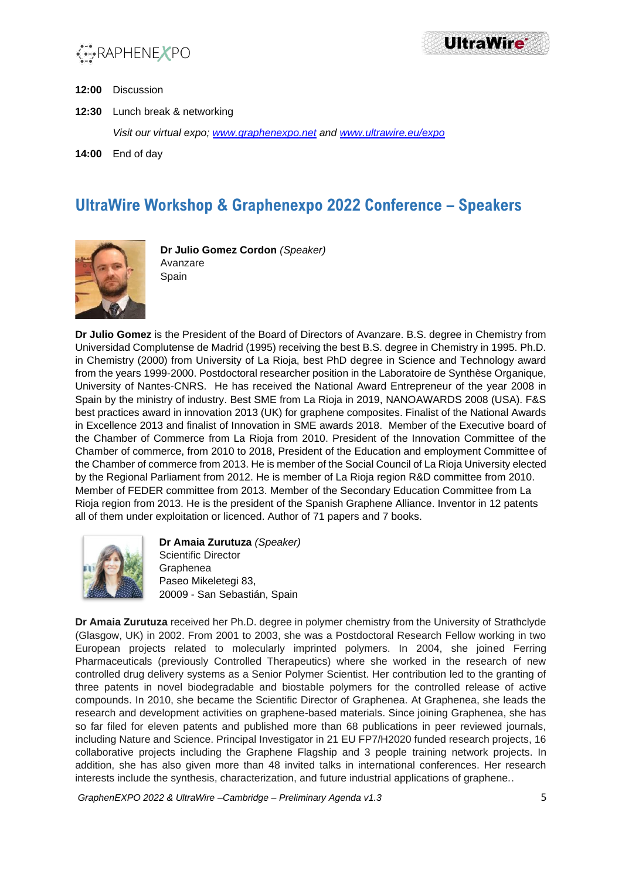**12:00** Discussion

**12:30** Lunch break & networking

*Visit our virtual expo; [www.graphenexpo.net](www.graphenexpo.net) and [www.ultrawire.eu/expo](www.ultrawire.eu/expo)*

**14:00** End of day

## UltraWire Workshop & Graphenexpo 2022 Conference – Speakers

**Dr Julio Gomez Cordon** *(Speaker)*
Avanzare
Spain

**Dr Julio Gomez** is the President of the Board of Directors of Avanzare. B.S. degree in Chemistry from Universidad Complutense de Madrid (1995) receiving the best B.S. degree in Chemistry in 1995. Ph.D. in Chemistry (2000) from University of La Rioja, best PhD degree in Science and Technology award from the years 1999-2000. Postdoctoral researcher position in the Laboratoire de Synthèse Organique, University of Nantes-CNRS. He has received the National Award Entrepreneur of the year 2008 in Spain by the ministry of industry. Best SME from La Rioja in 2019, NANOAWARDS 2008 (USA). F&S best practices award in innovation 2013 (UK) for graphene composites. Finalist of the National Awards in Excellence 2013 and finalist of Innovation in SME awards 2018. Member of the Executive board of the Chamber of Commerce from La Rioja from 2010. President of the Innovation Committee of the Chamber of commerce, from 2010 to 2018, President of the Education and employment Committee of the Chamber of commerce from 2013. He is member of the Social Council of La Rioja University elected by the Regional Parliament from 2012. He is member of La Rioja region R&D committee from 2010. Member of FEDER committee from 2013. Member of the Secondary Education Committee from La Rioja region from 2013. He is the president of the Spanish Graphene Alliance. Inventor in 12 patents all of them under exploitation or licenced. Author of 71 papers and 7 books.

**Dr Amaia Zurutuza** *(Speaker)*
Scientific Director
Graphenea
Paseo Mikeletegi 83,
20009 - San Sebastián, Spain

**Dr Amaia Zurutuza** received her Ph.D. degree in polymer chemistry from the University of Strathclyde (Glasgow, UK) in 2002. From 2001 to 2003, she was a Postdoctoral Research Fellow working in two European projects related to molecularly imprinted polymers. In 2004, she joined Ferring Pharmaceuticals (previously Controlled Therapeutics) where she worked in the research of new controlled drug delivery systems as a Senior Polymer Scientist. Her contribution led to the granting of three patents in novel biodegradable and biostable polymers for the controlled release of active compounds. In 2010, she became the Scientific Director of Graphenea. At Graphenea, she leads the research and development activities on graphene-based materials. Since joining Graphenea, she has so far filed for eleven patents and published more than 68 publications in peer reviewed journals, including Nature and Science. Principal Investigator in 21 EU FP7/H2020 funded research projects, 16 collaborative projects including the Graphene Flagship and 3 people training network projects. In addition, she has also given more than 48 invited talks in international conferences. Her research interests include the synthesis, characterization, and future industrial applications of graphene..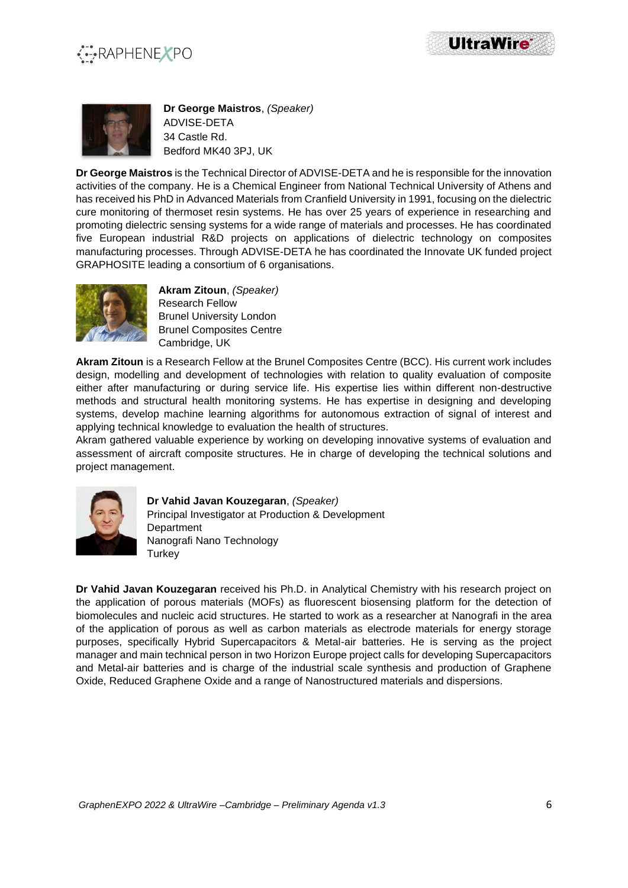**Dr George Maistros**, *(Speaker)*
ADVISE-DETA
34 Castle Rd.
Bedford MK40 3PJ, UK

**Dr George Maistros** is the Technical Director of ADVISE-DETA and he is responsible for the innovation activities of the company. He is a Chemical Engineer from National Technical University of Athens and has received his PhD in Advanced Materials from Cranfield University in 1991, focusing on the dielectric cure monitoring of thermoset resin systems. He has over 25 years of experience in researching and promoting dielectric sensing systems for a wide range of materials and processes. He has coordinated five European industrial R&D projects on applications of dielectric technology on composites manufacturing processes. Through ADVISE-DETA he has coordinated the Innovate UK funded project GRAPHOSITE leading a consortium of 6 organisations.

**Akram Zitoun**, *(Speaker)*
Research Fellow
Brunel University London
Brunel Composites Centre
Cambridge, UK

**Akram Zitoun** is a Research Fellow at the Brunel Composites Centre (BCC). His current work includes design, modelling and development of technologies with relation to quality evaluation of composite either after manufacturing or during service life. His expertise lies within different non-destructive methods and structural health monitoring systems. He has expertise in designing and developing systems, develop machine learning algorithms for autonomous extraction of signal of interest and applying technical knowledge to evaluation the health of structures.
Akram gathered valuable experience by working on developing innovative systems of evaluation and assessment of aircraft composite structures. He in charge of developing the technical solutions and project management.

**Dr Vahid Javan Kouzegaran**, *(Speaker)*
Principal Investigator at Production & Development Department
Nanografi Nano Technology
Turkey

**Dr Vahid Javan Kouzegaran** received his Ph.D. in Analytical Chemistry with his research project on the application of porous materials (MOFs) as fluorescent biosensing platform for the detection of biomolecules and nucleic acid structures. He started to work as a researcher at Nanografi in the area of the application of porous as well as carbon materials as electrode materials for energy storage purposes, specifically Hybrid Supercapacitors & Metal-air batteries. He is serving as the project manager and main technical person in two Horizon Europe project calls for developing Supercapacitors and Metal-air batteries and is charge of the industrial scale synthesis and production of Graphene Oxide, Reduced Graphene Oxide and a range of Nanostructured materials and dispersions.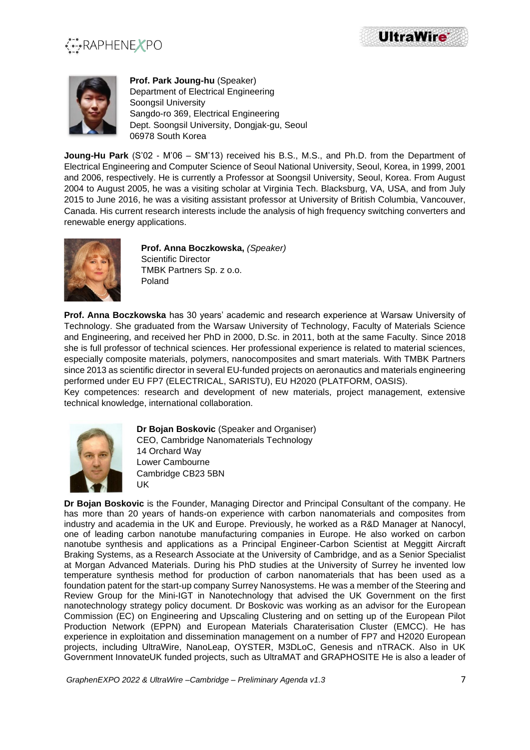**Prof. Park Joung-hu** (Speaker)
Department of Electrical Engineering
Soongsil University
Sangdo-ro 369, Electrical Engineering
Dept. Soongsil University, Dongjak-gu, Seoul
06978 South Korea

**Joung-Hu Park** (S'02 - M'06 – SM'13) received his B.S., M.S., and Ph.D. from the Department of Electrical Engineering and Computer Science of Seoul National University, Seoul, Korea, in 1999, 2001 and 2006, respectively. He is currently a Professor at Soongsil University, Seoul, Korea. From August 2004 to August 2005, he was a visiting scholar at Virginia Tech. Blacksburg, VA, USA, and from July 2015 to June 2016, he was a visiting assistant professor at University of British Columbia, Vancouver, Canada. His current research interests include the analysis of high frequency switching converters and renewable energy applications.

**Prof. Anna Boczkowska,** *(Speaker)*
Scientific Director
TMBK Partners Sp. z o.o.
Poland

**Prof. Anna Boczkowska** has 30 years' academic and research experience at Warsaw University of Technology. She graduated from the Warsaw University of Technology, Faculty of Materials Science and Engineering, and received her PhD in 2000, D.Sc. in 2011, both at the same Faculty. Since 2018 she is full professor of technical sciences. Her professional experience is related to material sciences, especially composite materials, polymers, nanocomposites and smart materials. With TMBK Partners since 2013 as scientific director in several EU-funded projects on aeronautics and materials engineering performed under EU FP7 (ELECTRICAL, SARISTU), EU H2020 (PLATFORM, OASIS).
Key competences: research and development of new materials, project management, extensive technical knowledge, international collaboration.

**Dr Bojan Boskovic** (Speaker and Organiser)
CEO, Cambridge Nanomaterials Technology
14 Orchard Way
Lower Cambourne
Cambridge CB23 5BN
UK

**Dr Bojan Boskovic** is the Founder, Managing Director and Principal Consultant of the company. He has more than 20 years of hands-on experience with carbon nanomaterials and composites from industry and academia in the UK and Europe. Previously, he worked as a R&D Manager at Nanocyl, one of leading carbon nanotube manufacturing companies in Europe. He also worked on carbon nanotube synthesis and applications as a Principal Engineer-Carbon Scientist at Meggitt Aircraft Braking Systems, as a Research Associate at the University of Cambridge, and as a Senior Specialist at Morgan Advanced Materials. During his PhD studies at the University of Surrey he invented low temperature synthesis method for production of carbon nanomaterials that has been used as a foundation patent for the start-up company Surrey Nanosystems. He was a member of the Steering and Review Group for the Mini-IGT in Nanotechnology that advised the UK Government on the first nanotechnology strategy policy document. Dr Boskovic was working as an advisor for the European Commission (EC) on Engineering and Upscaling Clustering and on setting up of the European Pilot Production Network (EPPN) and European Materials Charaterisation Cluster (EMCC). He has experience in exploitation and dissemination management on a number of FP7 and H2020 European projects, including UltraWire, NanoLeap, OYSTER, M3DLoC, Genesis and nTRACK. Also in UK Government InnovateUK funded projects, such as UltraMAT and GRAPHOSITE He is also a leader of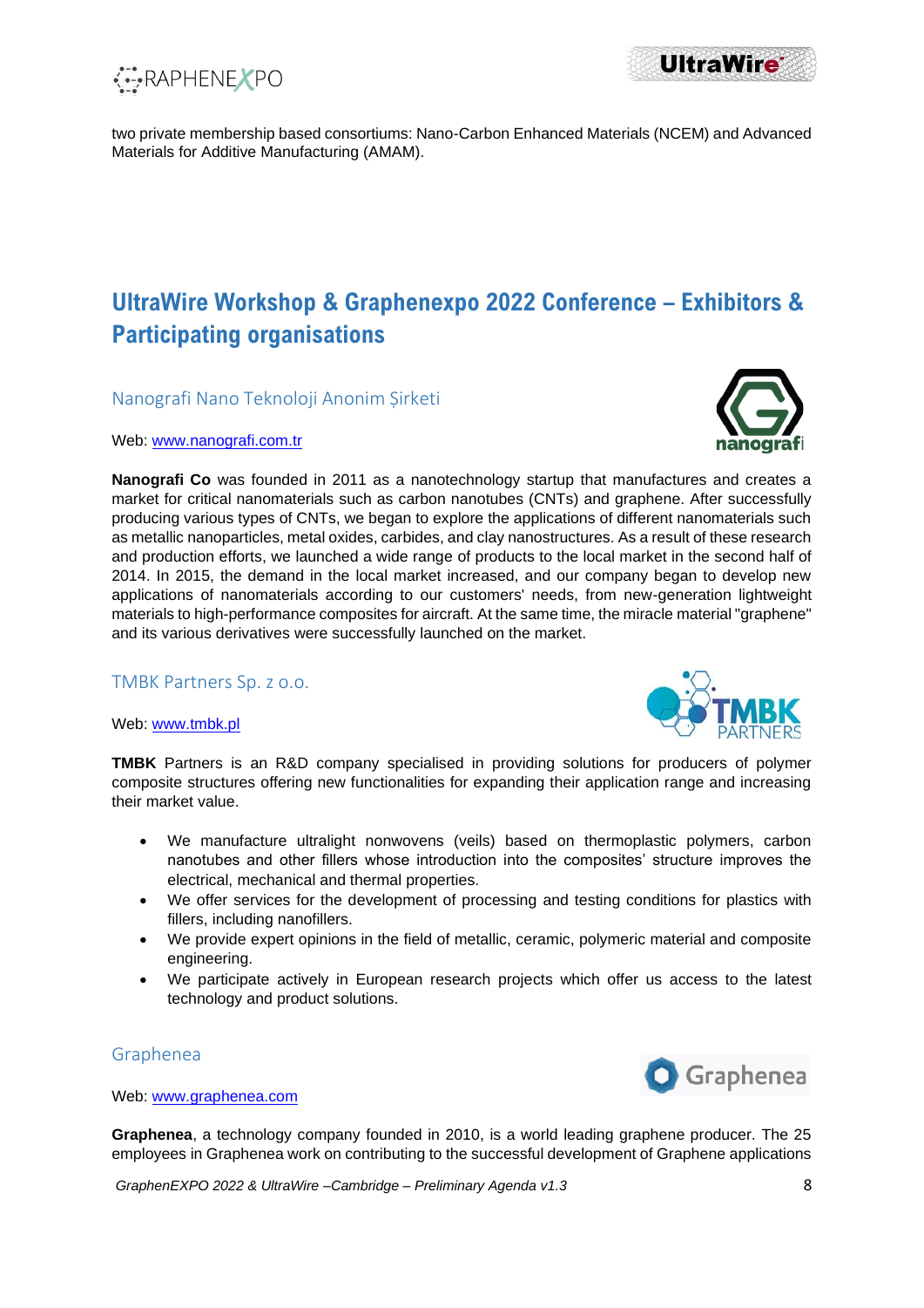two private membership based consortiums: Nano-Carbon Enhanced Materials (NCEM) and Advanced Materials for Additive Manufacturing (AMAM).

# UltraWire Workshop & Graphenexpo 2022 Conference – Exhibitors & Participating organisations

## Nanografi Nano Teknoloji Anonim Şirketi

Web: www.nanografi.com.tr

**Nanografi Co** was founded in 2011 as a nanotechnology startup that manufactures and creates a market for critical nanomaterials such as carbon nanotubes (CNTs) and graphene. After successfully producing various types of CNTs, we began to explore the applications of different nanomaterials such as metallic nanoparticles, metal oxides, carbides, and clay nanostructures. As a result of these research and production efforts, we launched a wide range of products to the local market in the second half of 2014. In 2015, the demand in the local market increased, and our company began to develop new applications of nanomaterials according to our customers' needs, from new-generation lightweight materials to high-performance composites for aircraft. At the same time, the miracle material "graphene" and its various derivatives were successfully launched on the market.

## TMBK Partners Sp. z o.o.

Web: www.tmbk.pl

**TMBK** Partners is an R&D company specialised in providing solutions for producers of polymer composite structures offering new functionalities for expanding their application range and increasing their market value.

- We manufacture ultralight nonwovens (veils) based on thermoplastic polymers, carbon nanotubes and other fillers whose introduction into the composites' structure improves the electrical, mechanical and thermal properties.
- We offer services for the development of processing and testing conditions for plastics with fillers, including nanofillers.
- We provide expert opinions in the field of metallic, ceramic, polymeric material and composite engineering.
- We participate actively in European research projects which offer us access to the latest technology and product solutions.

## Graphenea

Web: www.graphenea.com

**Graphenea**, a technology company founded in 2010, is a world leading graphene producer. The 25 employees in Graphenea work on contributing to the successful development of Graphene applications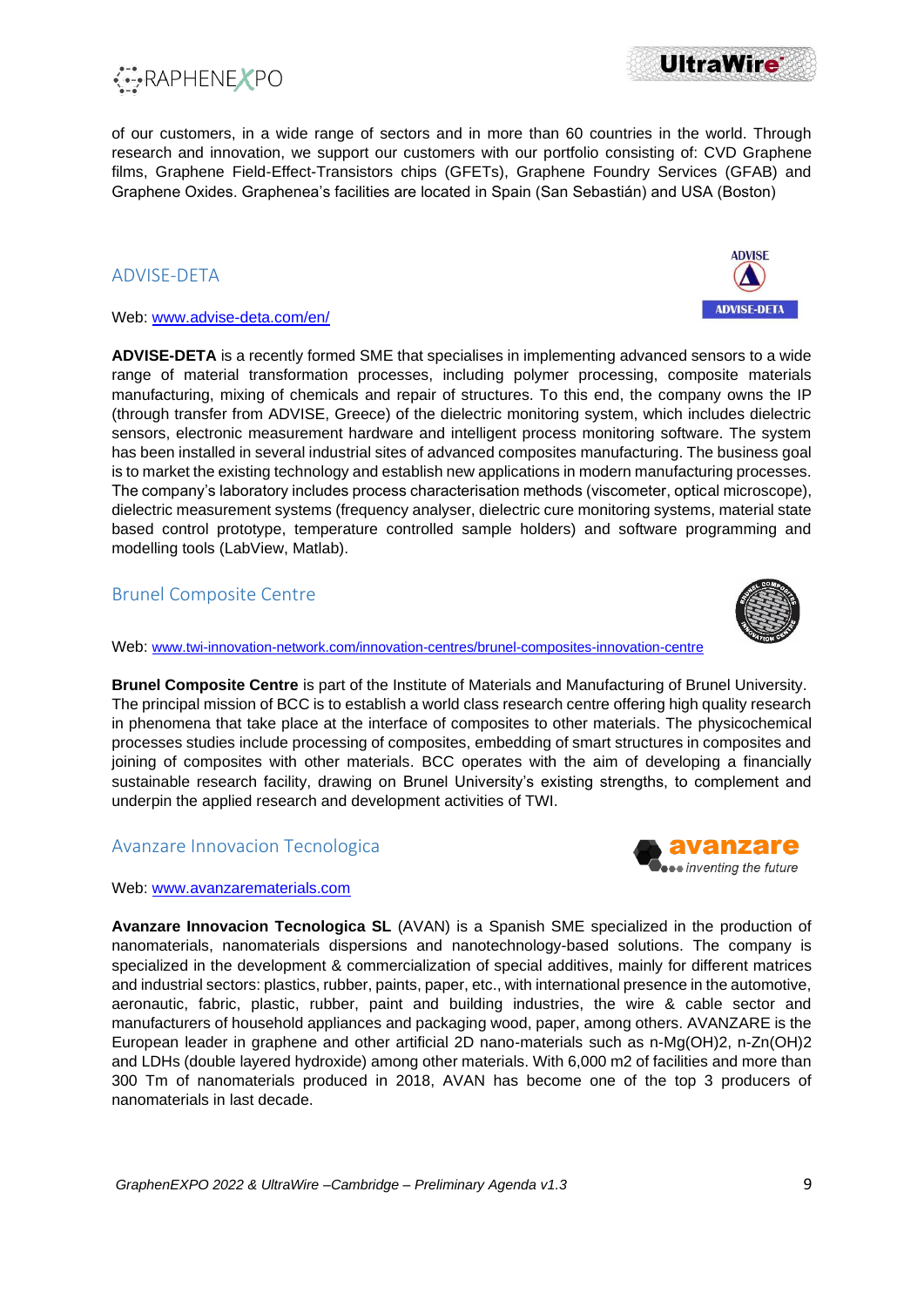of our customers, in a wide range of sectors and in more than 60 countries in the world. Through research and innovation, we support our customers with our portfolio consisting of: CVD Graphene films, Graphene Field-Effect-Transistors chips (GFETs), Graphene Foundry Services (GFAB) and Graphene Oxides. Graphenea's facilities are located in Spain (San Sebastián) and USA (Boston)

## ADVISE-DETA

Web: www.advise-deta.com/en/

**ADVISE-DETA** is a recently formed SME that specialises in implementing advanced sensors to a wide range of material transformation processes, including polymer processing, composite materials manufacturing, mixing of chemicals and repair of structures. To this end, the company owns the IP (through transfer from ADVISE, Greece) of the dielectric monitoring system, which includes dielectric sensors, electronic measurement hardware and intelligent process monitoring software. The system has been installed in several industrial sites of advanced composites manufacturing. The business goal is to market the existing technology and establish new applications in modern manufacturing processes. The company's laboratory includes process characterisation methods (viscometer, optical microscope), dielectric measurement systems (frequency analyser, dielectric cure monitoring systems, material state based control prototype, temperature controlled sample holders) and software programming and modelling tools (LabView, Matlab).

## Brunel Composite Centre

Web: www.twi-innovation-network.com/innovation-centres/brunel-composites-innovation-centre

**Brunel Composite Centre** is part of the Institute of Materials and Manufacturing of Brunel University. The principal mission of BCC is to establish a world class research centre offering high quality research in phenomena that take place at the interface of composites to other materials. The physicochemical processes studies include processing of composites, embedding of smart structures in composites and joining of composites with other materials. BCC operates with the aim of developing a financially sustainable research facility, drawing on Brunel University's existing strengths, to complement and underpin the applied research and development activities of TWI.

## Avanzare Innovacion Tecnologica

Web: www.avanzarematerials.com

**Avanzare Innovacion Tecnologica SL** (AVAN) is a Spanish SME specialized in the production of nanomaterials, nanomaterials dispersions and nanotechnology-based solutions. The company is specialized in the development & commercialization of special additives, mainly for different matrices and industrial sectors: plastics, rubber, paints, paper, etc., with international presence in the automotive, aeronautic, fabric, plastic, rubber, paint and building industries, the wire & cable sector and manufacturers of household appliances and packaging wood, paper, among others. AVANZARE is the European leader in graphene and other artificial 2D nano-materials such as n-$Mg(OH)_2$, n-$Zn(OH)_2$ and LDHs (double layered hydroxide) among other materials. With 6,000 m2 of facilities and more than 300 Tm of nanomaterials produced in 2018, AVAN has become one of the top 3 producers of nanomaterials in last decade.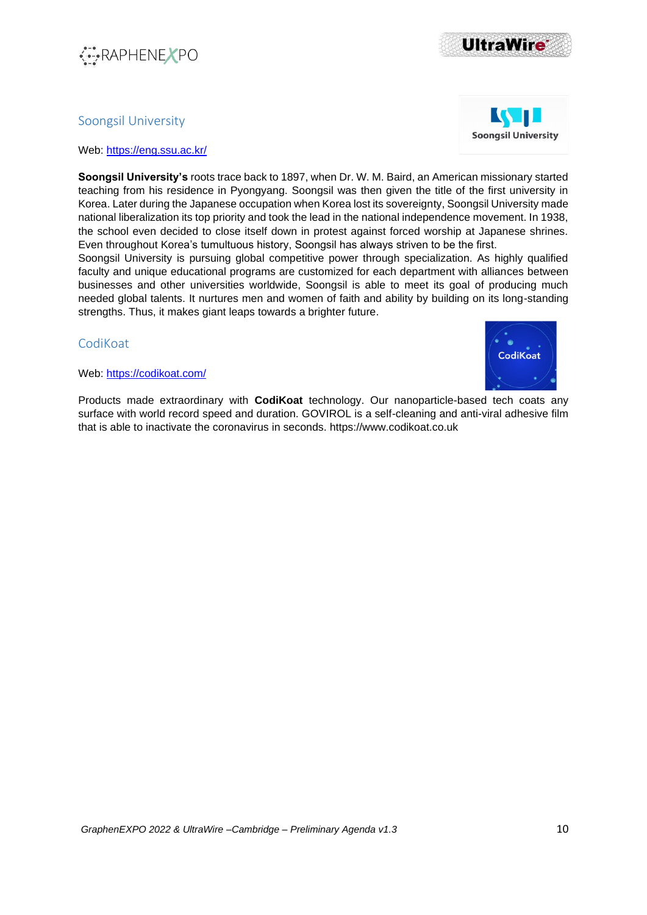## Soongsil University

Web: https://eng.ssu.ac.kr/

**Soongsil University's** roots trace back to 1897, when Dr. W. M. Baird, an American missionary started teaching from his residence in Pyongyang. Soongsil was then given the title of the first university in Korea. Later during the Japanese occupation when Korea lost its sovereignty, Soongsil University made national liberalization its top priority and took the lead in the national independence movement. In 1938, the school even decided to close itself down in protest against forced worship at Japanese shrines. Even throughout Korea's tumultuous history, Soongsil has always striven to be the first.
Soongsil University is pursuing global competitive power through specialization. As highly qualified faculty and unique educational programs are customized for each department with alliances between businesses and other universities worldwide, Soongsil is able to meet its goal of producing much needed global talents. It nurtures men and women of faith and ability by building on its long-standing strengths. Thus, it makes giant leaps towards a brighter future.

## CodiKoat

Web: https://codikoat.com/

Products made extraordinary with **CodiKoat** technology. Our nanoparticle-based tech coats any surface with world record speed and duration. GOVIROL is a self-cleaning and anti-viral adhesive film that is able to inactivate the coronavirus in seconds. https://www.codikoat.co.uk